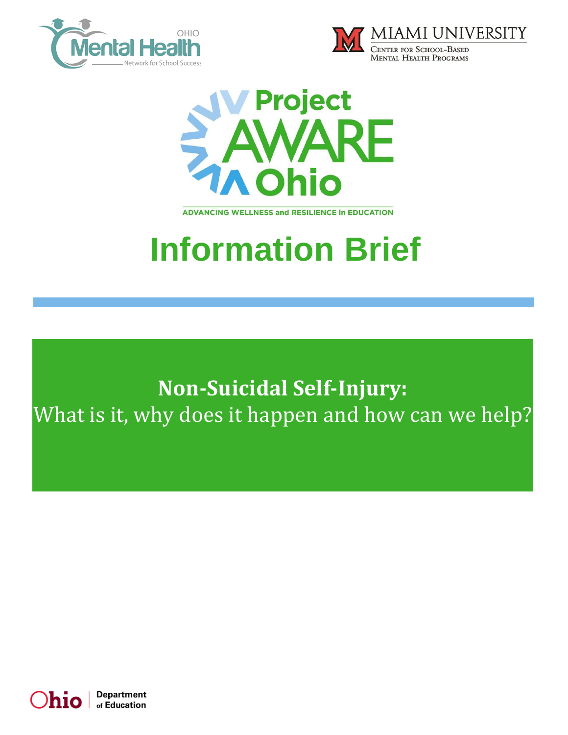OHIO Mental Health Network for School Success

MIAMI UNIVERSITY
Center for School-Based Mental Health Programs

Project AWARE Ohio

ADVANCING WELLNESS and RESILIENCE in EDUCATION

# Information Brief

## **Non-Suicidal Self-Injury:**
What is it, why does it happen and how can we help?

Ohio Department of Education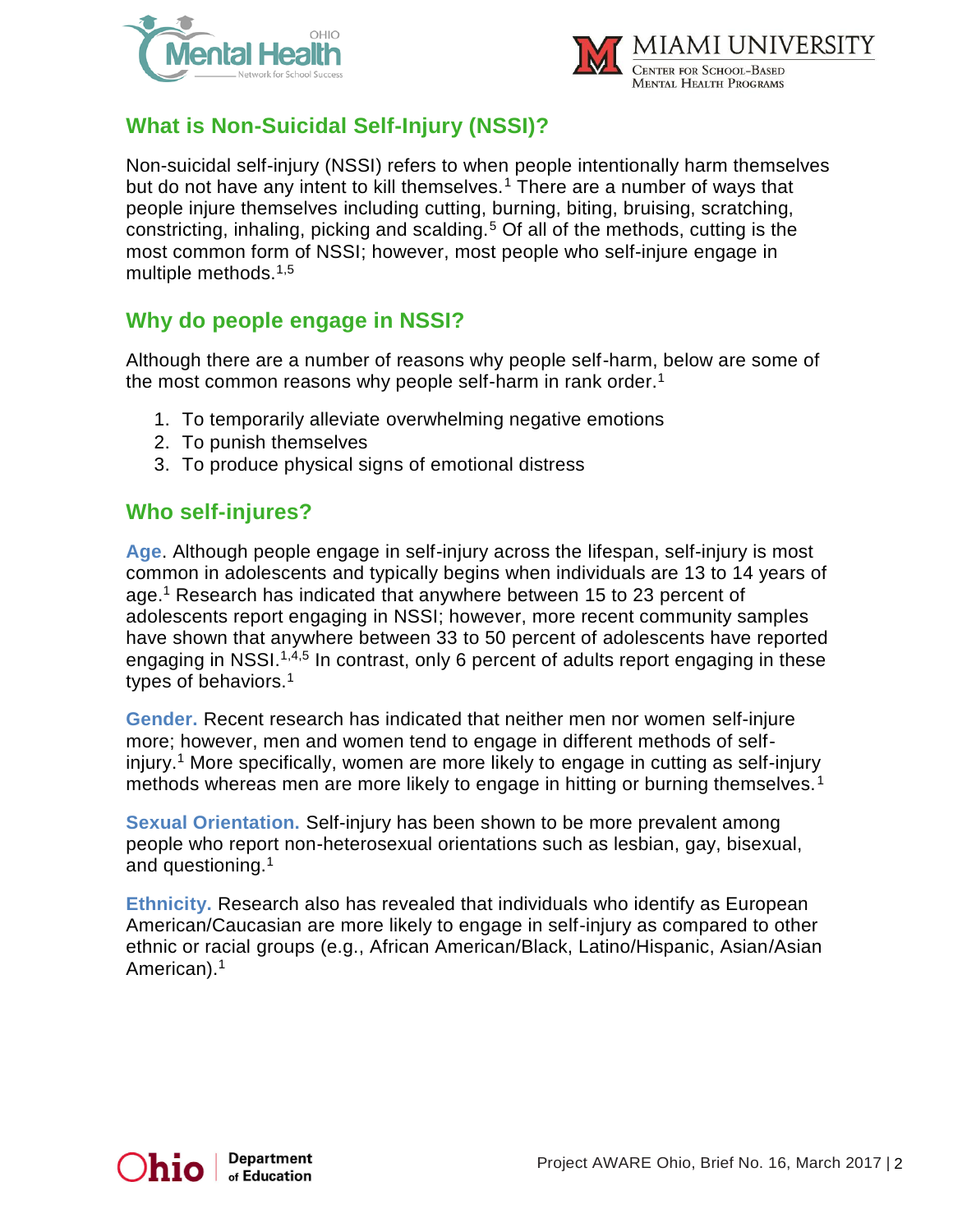## What is Non-Suicidal Self-Injury (NSSI)?

Non-suicidal self-injury (NSSI) refers to when people intentionally harm themselves but do not have any intent to kill themselves.[1] There are a number of ways that people injure themselves including cutting, burning, biting, bruising, scratching, constricting, inhaling, picking and scalding.[5] Of all of the methods, cutting is the most common form of NSSI; however, most people who self-injure engage in multiple methods.[1,5]

## Why do people engage in NSSI?

Although there are a number of reasons why people self-harm, below are some of the most common reasons why people self-harm in rank order.[1]

1. To temporarily alleviate overwhelming negative emotions
2. To punish themselves
3. To produce physical signs of emotional distress

## Who self-injures?

**Age**. Although people engage in self-injury across the lifespan, self-injury is most common in adolescents and typically begins when individuals are 13 to 14 years of age.[1] Research has indicated that anywhere between 15 to 23 percent of adolescents report engaging in NSSI; however, more recent community samples have shown that anywhere between 33 to 50 percent of adolescents have reported engaging in NSSI.[1,4,5] In contrast, only 6 percent of adults report engaging in these types of behaviors.[1]

**Gender.** Recent research has indicated that neither men nor women self-injure more; however, men and women tend to engage in different methods of self-injury.[1] More specifically, women are more likely to engage in cutting as self-injury methods whereas men are more likely to engage in hitting or burning themselves.[1]

**Sexual Orientation.** Self-injury has been shown to be more prevalent among people who report non-heterosexual orientations such as lesbian, gay, bisexual, and questioning.[1]

**Ethnicity.** Research also has revealed that individuals who identify as European American/Caucasian are more likely to engage in self-injury as compared to other ethnic or racial groups (e.g., African American/Black, Latino/Hispanic, Asian/Asian American).[1]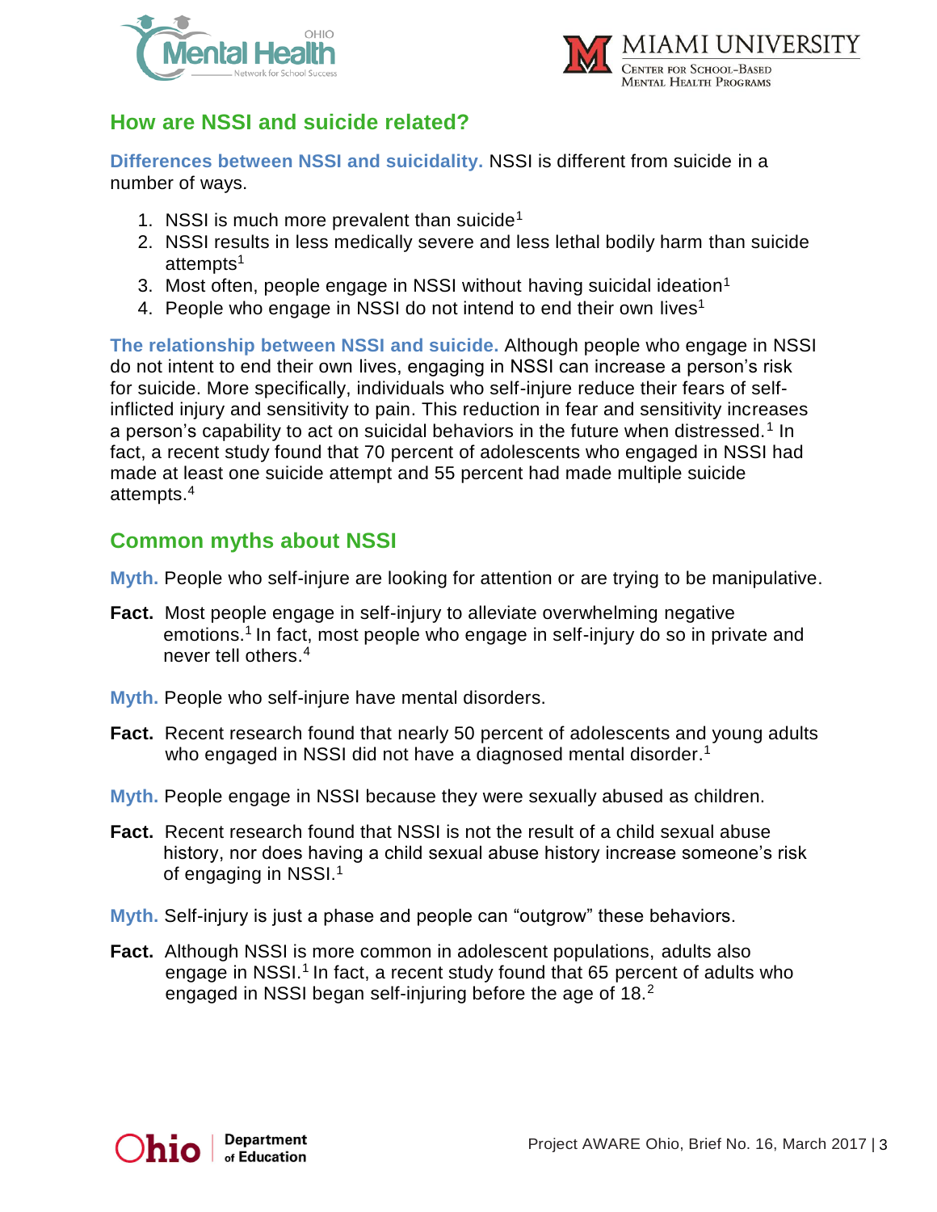## How are NSSI and suicide related?

**Differences between NSSI and suicidality.** NSSI is different from suicide in a number of ways.

1. NSSI is much more prevalent than suicide[1]
2. NSSI results in less medically severe and less lethal bodily harm than suicide attempts[1]
3. Most often, people engage in NSSI without having suicidal ideation[1]
4. People who engage in NSSI do not intend to end their own lives[1]

**The relationship between NSSI and suicide.** Although people who engage in NSSI do not intent to end their own lives, engaging in NSSI can increase a person's risk for suicide. More specifically, individuals who self-injure reduce their fears of self-inflicted injury and sensitivity to pain. This reduction in fear and sensitivity increases a person's capability to act on suicidal behaviors in the future when distressed.[1] In fact, a recent study found that 70 percent of adolescents who engaged in NSSI had made at least one suicide attempt and 55 percent had made multiple suicide attempts.[4]

## Common myths about NSSI

**Myth.** People who self-injure are looking for attention or are trying to be manipulative.

**Fact.** Most people engage in self-injury to alleviate overwhelming negative emotions.[1] In fact, most people who engage in self-injury do so in private and never tell others.[4]

**Myth.** People who self-injure have mental disorders.

**Fact.** Recent research found that nearly 50 percent of adolescents and young adults who engaged in NSSI did not have a diagnosed mental disorder.[1]

**Myth.** People engage in NSSI because they were sexually abused as children.

**Fact.** Recent research found that NSSI is not the result of a child sexual abuse history, nor does having a child sexual abuse history increase someone's risk of engaging in NSSI.[1]

**Myth.** Self-injury is just a phase and people can "outgrow" these behaviors.

**Fact.** Although NSSI is more common in adolescent populations, adults also engage in NSSI.[1] In fact, a recent study found that 65 percent of adults who engaged in NSSI began self-injuring before the age of 18.[2]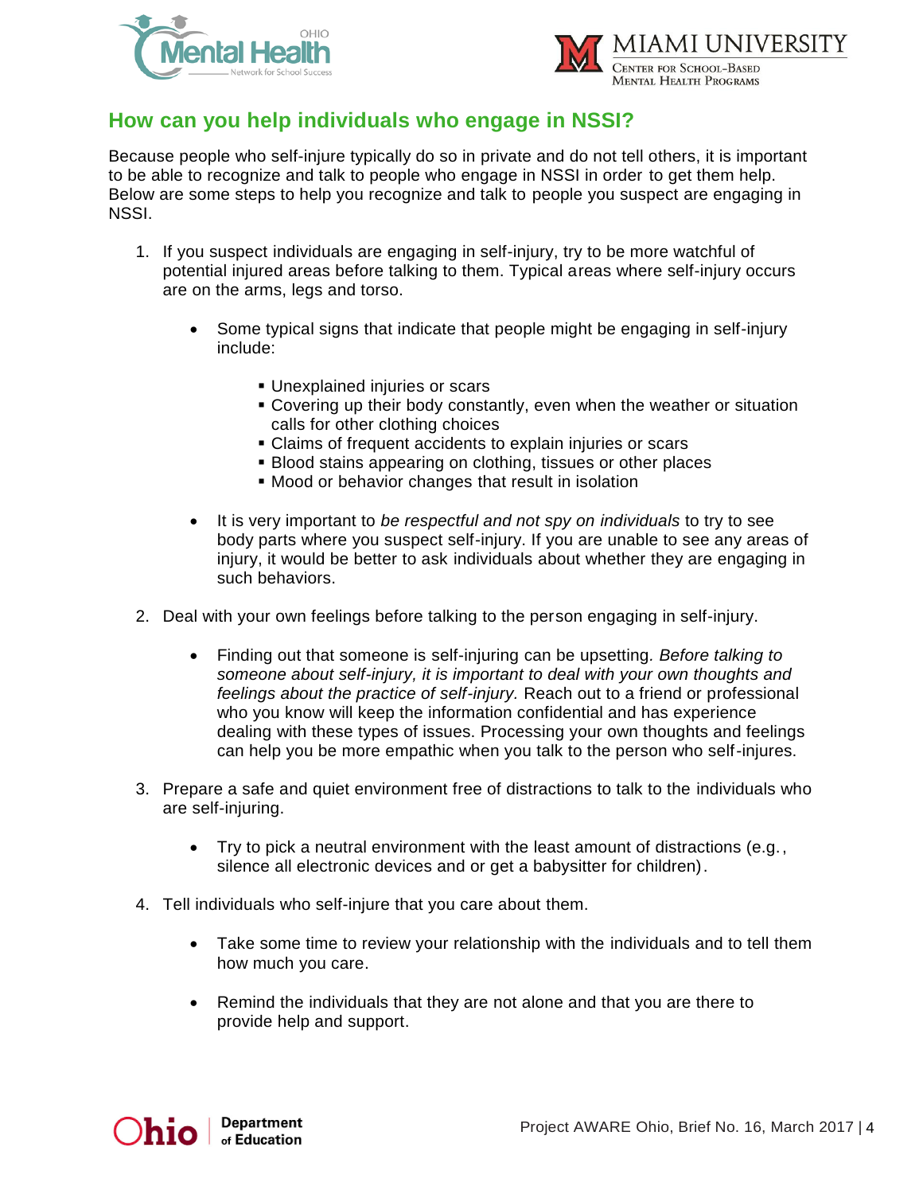## How can you help individuals who engage in NSSI?

Because people who self-injure typically do so in private and do not tell others, it is important to be able to recognize and talk to people who engage in NSSI in order to get them help. Below are some steps to help you recognize and talk to people you suspect are engaging in NSSI.

1. If you suspect individuals are engaging in self-injury, try to be more watchful of potential injured areas before talking to them. Typical areas where self-injury occurs are on the arms, legs and torso.

   - Some typical signs that indicate that people might be engaging in self-injury include:

     - Unexplained injuries or scars
     - Covering up their body constantly, even when the weather or situation calls for other clothing choices
     - Claims of frequent accidents to explain injuries or scars
     - Blood stains appearing on clothing, tissues or other places
     - Mood or behavior changes that result in isolation

   - It is very important to *be respectful and not spy on individuals* to try to see body parts where you suspect self-injury. If you are unable to see any areas of injury, it would be better to ask individuals about whether they are engaging in such behaviors.

2. Deal with your own feelings before talking to the person engaging in self-injury.

   - Finding out that someone is self-injuring can be upsetting. *Before talking to someone about self-injury, it is important to deal with your own thoughts and feelings about the practice of self-injury.* Reach out to a friend or professional who you know will keep the information confidential and has experience dealing with these types of issues. Processing your own thoughts and feelings can help you be more empathic when you talk to the person who self-injures.

3. Prepare a safe and quiet environment free of distractions to talk to the individuals who are self-injuring.

   - Try to pick a neutral environment with the least amount of distractions (e.g., silence all electronic devices and or get a babysitter for children).

4. Tell individuals who self-injure that you care about them.

   - Take some time to review your relationship with the individuals and to tell them how much you care.

   - Remind the individuals that they are not alone and that you are there to provide help and support.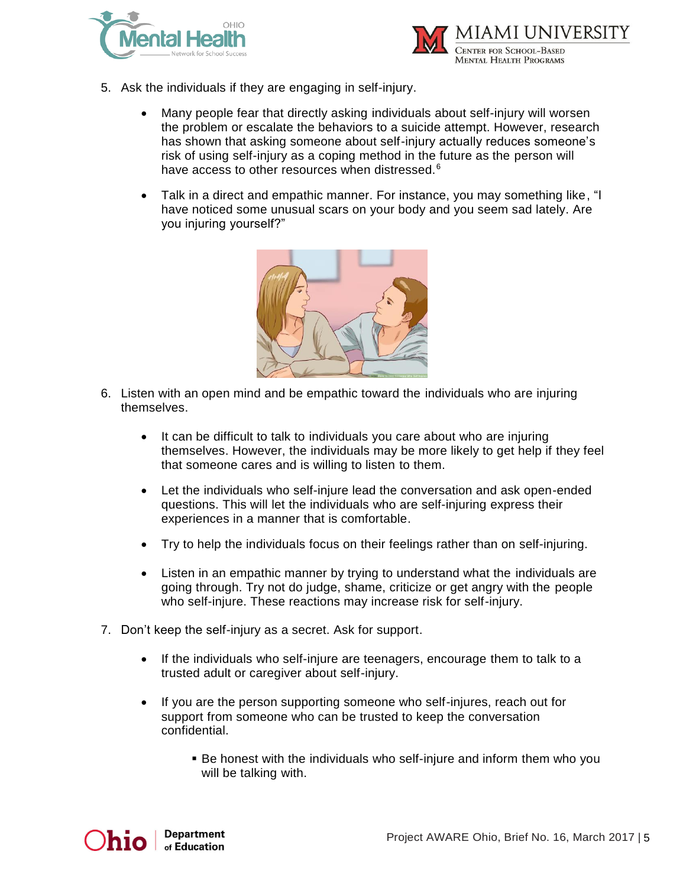5. Ask the individuals if they are engaging in self-injury.

    - Many people fear that directly asking individuals about self-injury will worsen the problem or escalate the behaviors to a suicide attempt. However, research has shown that asking someone about self-injury actually reduces someone's risk of using self-injury as a coping method in the future as the person will have access to other resources when distressed.[6]

    - Talk in a direct and empathic manner. For instance, you may something like, "I have noticed some unusual scars on your body and you seem sad lately. Are you injuring yourself?"

6. Listen with an open mind and be empathic toward the individuals who are injuring themselves.

    - It can be difficult to talk to individuals you care about who are injuring themselves. However, the individuals may be more likely to get help if they feel that someone cares and is willing to listen to them.

    - Let the individuals who self-injure lead the conversation and ask open-ended questions. This will let the individuals who are self-injuring express their experiences in a manner that is comfortable.

    - Try to help the individuals focus on their feelings rather than on self-injuring.

    - Listen in an empathic manner by trying to understand what the individuals are going through. Try not do judge, shame, criticize or get angry with the people who self-injure. These reactions may increase risk for self-injury.

7. Don't keep the self-injury as a secret. Ask for support.

    - If the individuals who self-injure are teenagers, encourage them to talk to a trusted adult or caregiver about self-injury.

    - If you are the person supporting someone who self-injures, reach out for support from someone who can be trusted to keep the conversation confidential.

        - Be honest with the individuals who self-injure and inform them who you will be talking with.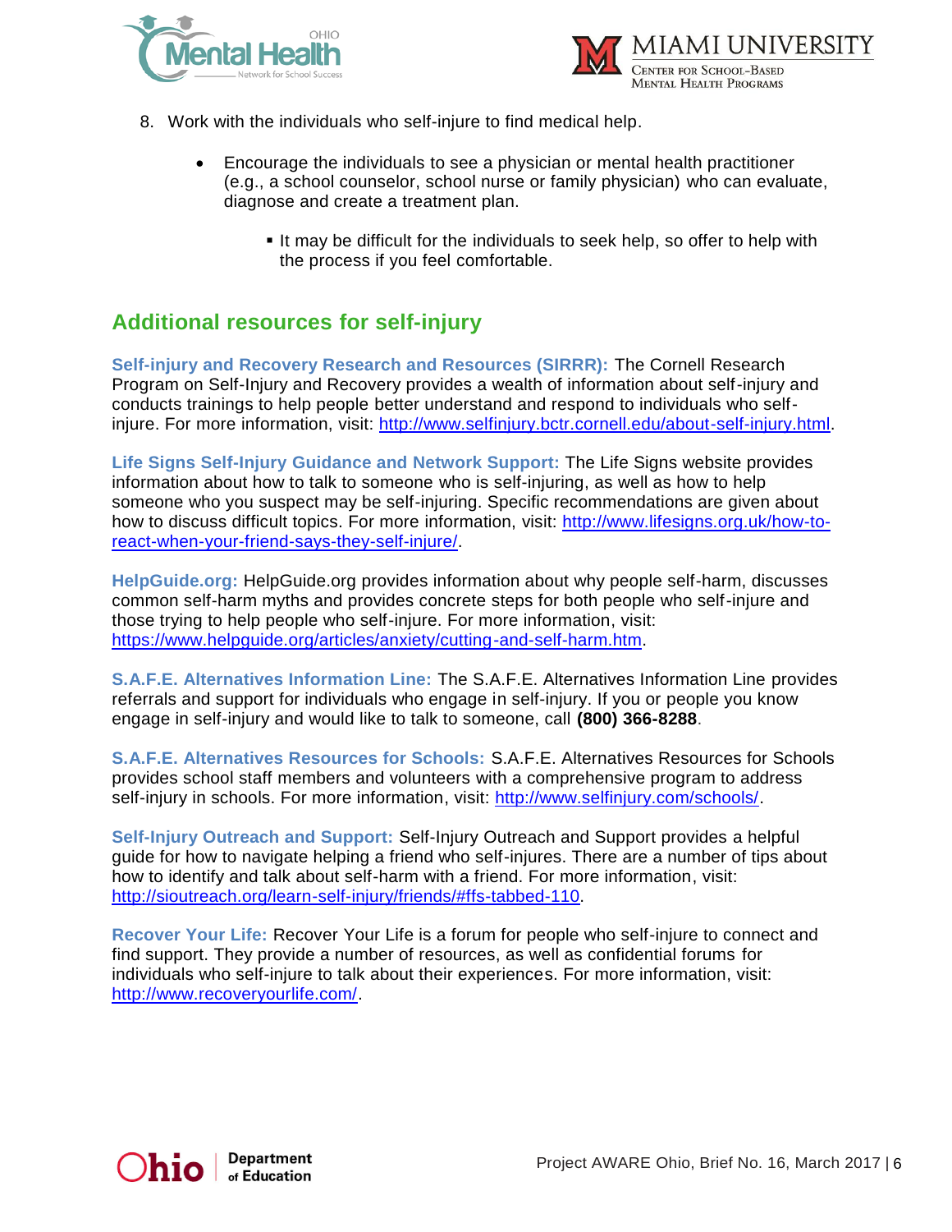8. Work with the individuals who self-injure to find medical help.

    - Encourage the individuals to see a physician or mental health practitioner (e.g., a school counselor, school nurse or family physician) who can evaluate, diagnose and create a treatment plan.

        - It may be difficult for the individuals to seek help, so offer to help with the process if you feel comfortable.

## Additional resources for self-injury

**Self-injury and Recovery Research and Resources (SIRRR):** The Cornell Research Program on Self-Injury and Recovery provides a wealth of information about self-injury and conducts trainings to help people better understand and respond to individuals who self-injure. For more information, visit: http://www.selfinjury.bctr.cornell.edu/about-self-injury.html.

**Life Signs Self-Injury Guidance and Network Support:** The Life Signs website provides information about how to talk to someone who is self-injuring, as well as how to help someone who you suspect may be self-injuring. Specific recommendations are given about how to discuss difficult topics. For more information, visit: http://www.lifesigns.org.uk/how-to-react-when-your-friend-says-they-self-injure/.

**HelpGuide.org:** HelpGuide.org provides information about why people self-harm, discusses common self-harm myths and provides concrete steps for both people who self-injure and those trying to help people who self-injure. For more information, visit: https://www.helpguide.org/articles/anxiety/cutting-and-self-harm.htm.

**S.A.F.E. Alternatives Information Line:** The S.A.F.E. Alternatives Information Line provides referrals and support for individuals who engage in self-injury. If you or people you know engage in self-injury and would like to talk to someone, call **(800) 366-8288**.

**S.A.F.E. Alternatives Resources for Schools:** S.A.F.E. Alternatives Resources for Schools provides school staff members and volunteers with a comprehensive program to address self-injury in schools. For more information, visit: http://www.selfinjury.com/schools/.

**Self-Injury Outreach and Support:** Self-Injury Outreach and Support provides a helpful guide for how to navigate helping a friend who self-injures. There are a number of tips about how to identify and talk about self-harm with a friend. For more information, visit: http://sioutreach.org/learn-self-injury/friends/#ffs-tabbed-110.

**Recover Your Life:** Recover Your Life is a forum for people who self-injure to connect and find support. They provide a number of resources, as well as confidential forums for individuals who self-injure to talk about their experiences. For more information, visit: http://www.recoveryourlife.com/.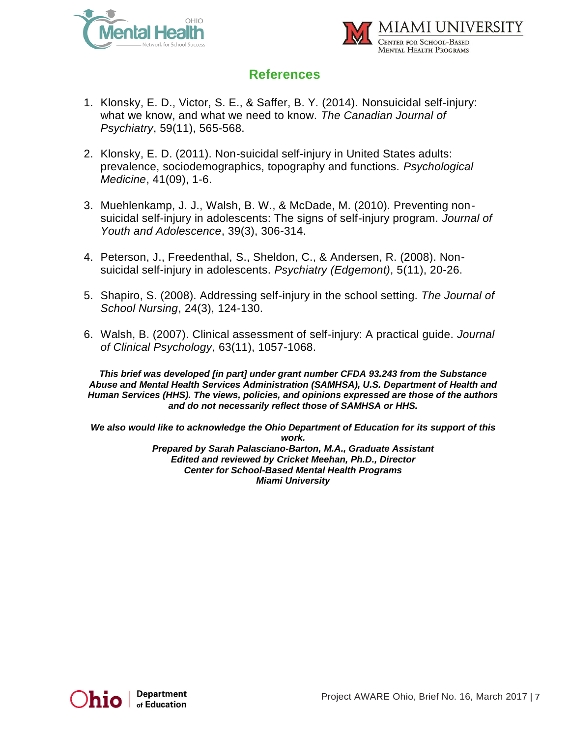## References

1. Klonsky, E. D., Victor, S. E., & Saffer, B. Y. (2014). Nonsuicidal self-injury: what we know, and what we need to know. *The Canadian Journal of Psychiatry*, 59(11), 565-568.

2. Klonsky, E. D. (2011). Non-suicidal self-injury in United States adults: prevalence, sociodemographics, topography and functions. *Psychological Medicine*, 41(09), 1-6.

3. Muehlenkamp, J. J., Walsh, B. W., & McDade, M. (2010). Preventing non-suicidal self-injury in adolescents: The signs of self-injury program. *Journal of Youth and Adolescence*, 39(3), 306-314.

4. Peterson, J., Freedenthal, S., Sheldon, C., & Andersen, R. (2008). Non-suicidal self-injury in adolescents. *Psychiatry (Edgemont)*, 5(11), 20-26.

5. Shapiro, S. (2008). Addressing self-injury in the school setting. *The Journal of School Nursing*, 24(3), 124-130.

6. Walsh, B. (2007). Clinical assessment of self-injury: A practical guide. *Journal of Clinical Psychology*, 63(11), 1057-1068.

***This brief was developed [in part] under grant number CFDA 93.243 from the Substance Abuse and Mental Health Services Administration (SAMHSA), U.S. Department of Health and Human Services (HHS). The views, policies, and opinions expressed are those of the authors and do not necessarily reflect those of SAMHSA or HHS.***

***We also would like to acknowledge the Ohio Department of Education for its support of this work.***
***Prepared by Sarah Palasciano-Barton, M.A., Graduate Assistant***
***Edited and reviewed by Cricket Meehan, Ph.D., Director***
***Center for School-Based Mental Health Programs***
***Miami University***